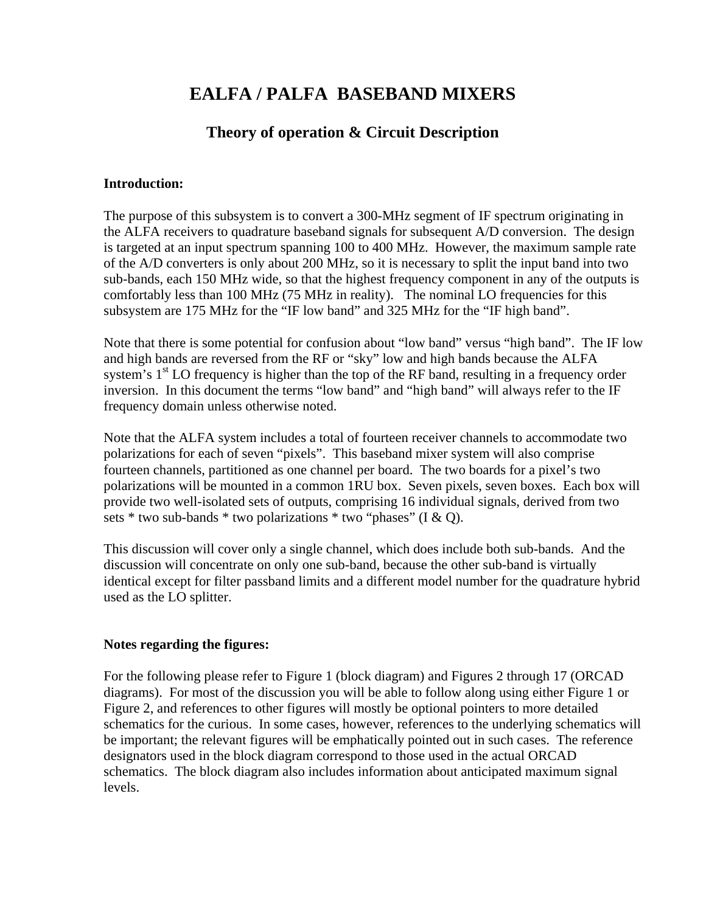# EALFA / PALFA BASEBAND MIXERS

## Theory of operation & Circuit Description

**Introduction:**

The purpose of this subsystem is to convert a 300-MHz segment of IF spectrum originating in the ALFA receivers to quadrature baseband signals for subsequent A/D conversion. The design is targeted at an input spectrum spanning 100 to 400 MHz. However, the maximum sample rate of the A/D converters is only about 200 MHz, so it is necessary to split the input band into two sub-bands, each 150 MHz wide, so that the highest frequency component in any of the outputs is comfortably less than 100 MHz (75 MHz in reality). The nominal LO frequencies for this subsystem are 175 MHz for the "IF low band" and 325 MHz for the "IF high band".

Note that there is some potential for confusion about "low band" versus "high band". The IF low and high bands are reversed from the RF or "sky" low and high bands because the ALFA system's 1st LO frequency is higher than the top of the RF band, resulting in a frequency order inversion. In this document the terms "low band" and "high band" will always refer to the IF frequency domain unless otherwise noted.

Note that the ALFA system includes a total of fourteen receiver channels to accommodate two polarizations for each of seven "pixels". This baseband mixer system will also comprise fourteen channels, partitioned as one channel per board. The two boards for a pixel's two polarizations will be mounted in a common 1RU box. Seven pixels, seven boxes. Each box will provide two well-isolated sets of outputs, comprising 16 individual signals, derived from two sets * two sub-bands * two polarizations * two "phases" (I & Q).

This discussion will cover only a single channel, which does include both sub-bands. And the discussion will concentrate on only one sub-band, because the other sub-band is virtually identical except for filter passband limits and a different model number for the quadrature hybrid used as the LO splitter.

**Notes regarding the figures:**

For the following please refer to Figure 1 (block diagram) and Figures 2 through 17 (ORCAD diagrams). For most of the discussion you will be able to follow along using either Figure 1 or Figure 2, and references to other figures will mostly be optional pointers to more detailed schematics for the curious. In some cases, however, references to the underlying schematics will be important; the relevant figures will be emphatically pointed out in such cases. The reference designators used in the block diagram correspond to those used in the actual ORCAD schematics. The block diagram also includes information about anticipated maximum signal levels.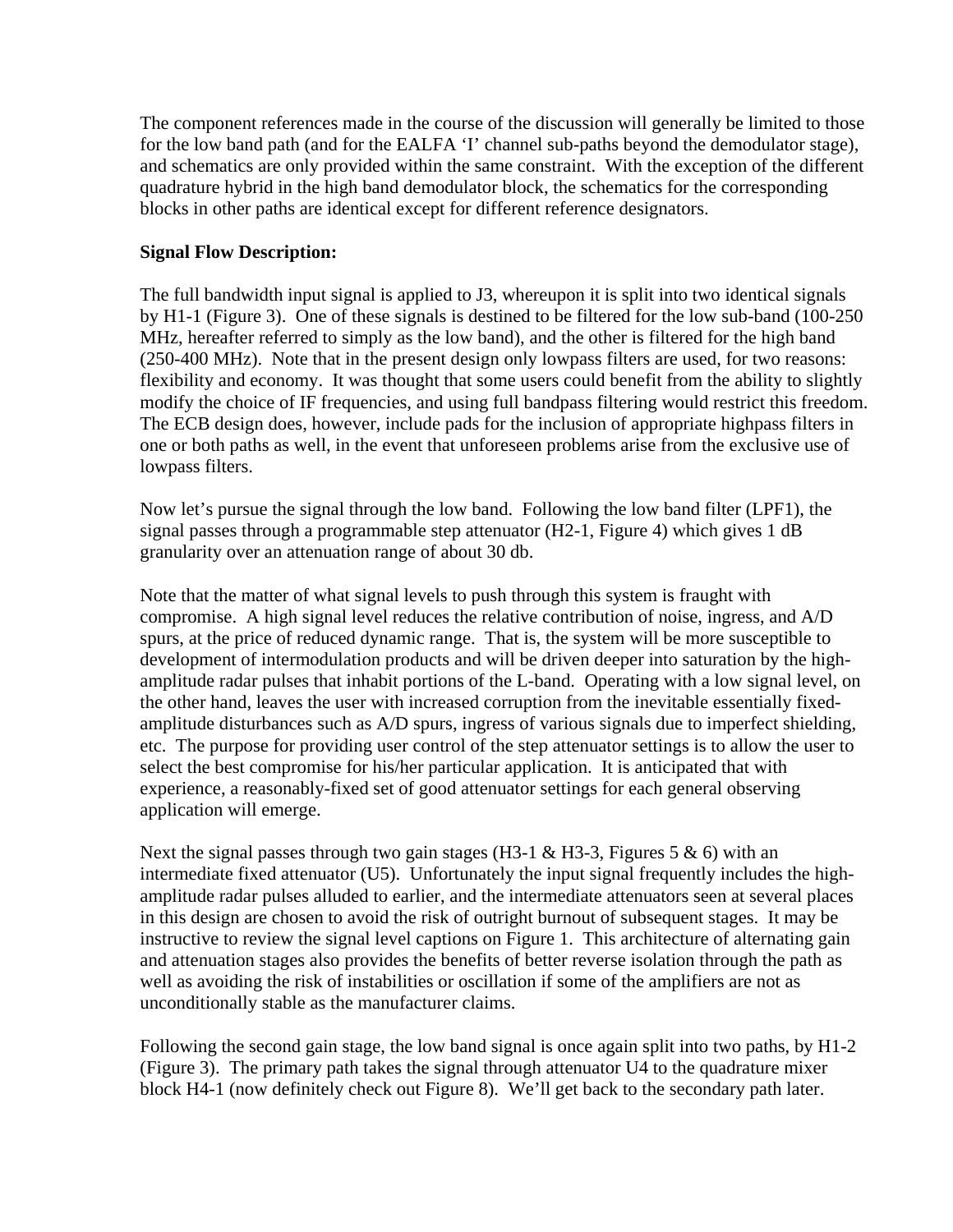The component references made in the course of the discussion will generally be limited to those for the low band path (and for the EALFA 'I' channel sub-paths beyond the demodulator stage), and schematics are only provided within the same constraint. With the exception of the different quadrature hybrid in the high band demodulator block, the schematics for the corresponding blocks in other paths are identical except for different reference designators.

**Signal Flow Description:**

The full bandwidth input signal is applied to J3, whereupon it is split into two identical signals by H1-1 (Figure 3). One of these signals is destined to be filtered for the low sub-band (100-250 MHz, hereafter referred to simply as the low band), and the other is filtered for the high band (250-400 MHz). Note that in the present design only lowpass filters are used, for two reasons: flexibility and economy. It was thought that some users could benefit from the ability to slightly modify the choice of IF frequencies, and using full bandpass filtering would restrict this freedom. The ECB design does, however, include pads for the inclusion of appropriate highpass filters in one or both paths as well, in the event that unforeseen problems arise from the exclusive use of lowpass filters.

Now let's pursue the signal through the low band. Following the low band filter (LPF1), the signal passes through a programmable step attenuator (H2-1, Figure 4) which gives 1 dB granularity over an attenuation range of about 30 db.

Note that the matter of what signal levels to push through this system is fraught with compromise. A high signal level reduces the relative contribution of noise, ingress, and A/D spurs, at the price of reduced dynamic range. That is, the system will be more susceptible to development of intermodulation products and will be driven deeper into saturation by the high-amplitude radar pulses that inhabit portions of the L-band. Operating with a low signal level, on the other hand, leaves the user with increased corruption from the inevitable essentially fixed-amplitude disturbances such as A/D spurs, ingress of various signals due to imperfect shielding, etc. The purpose for providing user control of the step attenuator settings is to allow the user to select the best compromise for his/her particular application. It is anticipated that with experience, a reasonably-fixed set of good attenuator settings for each general observing application will emerge.

Next the signal passes through two gain stages (H3-1 & H3-3, Figures 5 & 6) with an intermediate fixed attenuator (U5). Unfortunately the input signal frequently includes the high-amplitude radar pulses alluded to earlier, and the intermediate attenuators seen at several places in this design are chosen to avoid the risk of outright burnout of subsequent stages. It may be instructive to review the signal level captions on Figure 1. This architecture of alternating gain and attenuation stages also provides the benefits of better reverse isolation through the path as well as avoiding the risk of instabilities or oscillation if some of the amplifiers are not as unconditionally stable as the manufacturer claims.

Following the second gain stage, the low band signal is once again split into two paths, by H1-2 (Figure 3). The primary path takes the signal through attenuator U4 to the quadrature mixer block H4-1 (now definitely check out Figure 8). We'll get back to the secondary path later.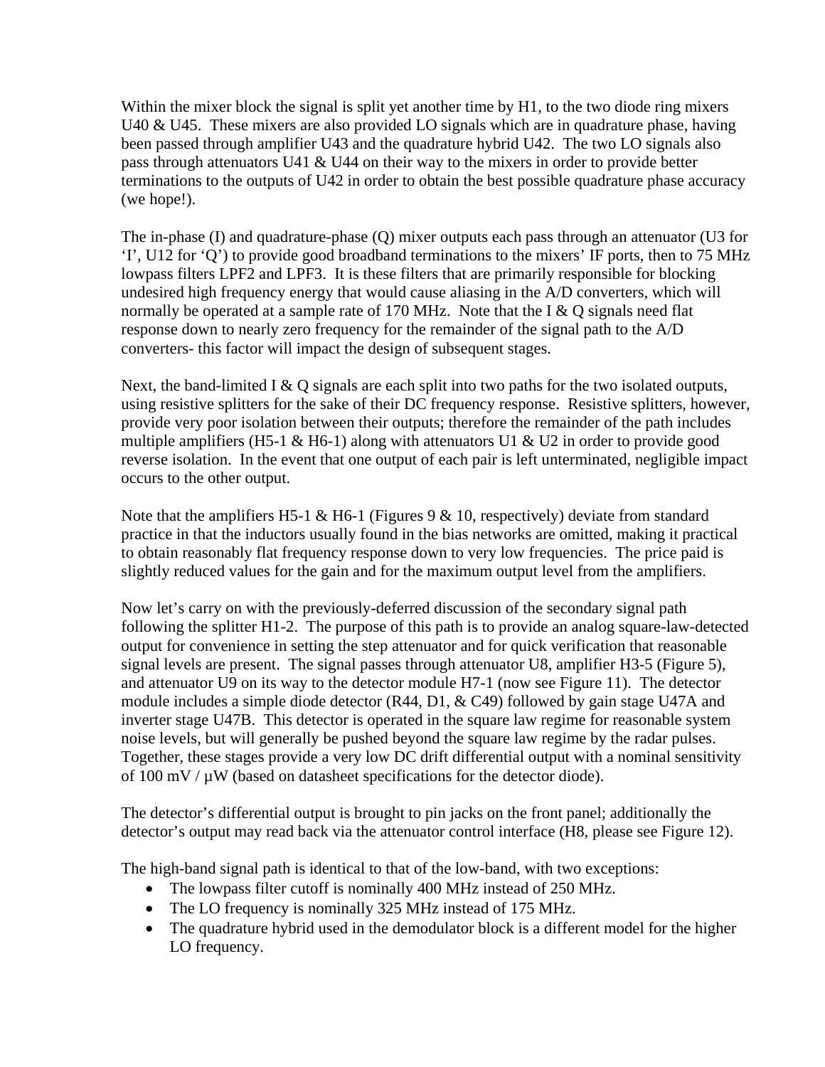Within the mixer block the signal is split yet another time by H1, to the two diode ring mixers U40 & U45. These mixers are also provided LO signals which are in quadrature phase, having been passed through amplifier U43 and the quadrature hybrid U42. The two LO signals also pass through attenuators U41 & U44 on their way to the mixers in order to provide better terminations to the outputs of U42 in order to obtain the best possible quadrature phase accuracy (we hope!).

The in-phase (I) and quadrature-phase (Q) mixer outputs each pass through an attenuator (U3 for 'I', U12 for 'Q') to provide good broadband terminations to the mixers' IF ports, then to 75 MHz lowpass filters LPF2 and LPF3. It is these filters that are primarily responsible for blocking undesired high frequency energy that would cause aliasing in the A/D converters, which will normally be operated at a sample rate of 170 MHz. Note that the I & Q signals need flat response down to nearly zero frequency for the remainder of the signal path to the A/D converters- this factor will impact the design of subsequent stages.

Next, the band-limited I & Q signals are each split into two paths for the two isolated outputs, using resistive splitters for the sake of their DC frequency response. Resistive splitters, however, provide very poor isolation between their outputs; therefore the remainder of the path includes multiple amplifiers (H5-1 & H6-1) along with attenuators U1 & U2 in order to provide good reverse isolation. In the event that one output of each pair is left unterminated, negligible impact occurs to the other output.

Note that the amplifiers H5-1 & H6-1 (Figures 9 & 10, respectively) deviate from standard practice in that the inductors usually found in the bias networks are omitted, making it practical to obtain reasonably flat frequency response down to very low frequencies. The price paid is slightly reduced values for the gain and for the maximum output level from the amplifiers.

Now let's carry on with the previously-deferred discussion of the secondary signal path following the splitter H1-2. The purpose of this path is to provide an analog square-law-detected output for convenience in setting the step attenuator and for quick verification that reasonable signal levels are present. The signal passes through attenuator U8, amplifier H3-5 (Figure 5), and attenuator U9 on its way to the detector module H7-1 (now see Figure 11). The detector module includes a simple diode detector (R44, D1, & C49) followed by gain stage U47A and inverter stage U47B. This detector is operated in the square law regime for reasonable system noise levels, but will generally be pushed beyond the square law regime by the radar pulses. Together, these stages provide a very low DC drift differential output with a nominal sensitivity of 100 mV / µW (based on datasheet specifications for the detector diode).

The detector's differential output is brought to pin jacks on the front panel; additionally the detector's output may read back via the attenuator control interface (H8, please see Figure 12).

The high-band signal path is identical to that of the low-band, with two exceptions:

- The lowpass filter cutoff is nominally 400 MHz instead of 250 MHz.
- The LO frequency is nominally 325 MHz instead of 175 MHz.
- The quadrature hybrid used in the demodulator block is a different model for the higher LO frequency.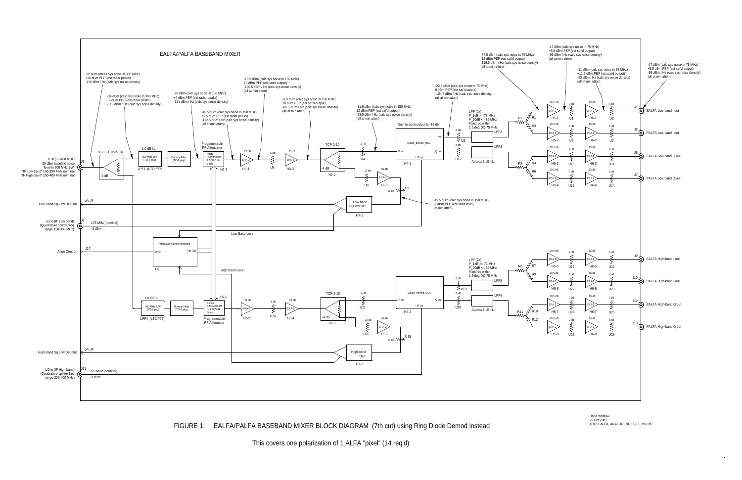EALFA/PALFA BASEBAND MIXER

IF in (10-400 MHz)
-30 dBm baseline noise level in 300 MHz BW.
"IF Low Band" 100-250 MHz nominal
"IF High Band" 250-400 MHz nominal

-30 dBm (meas sys noise in 300 MHz)
+10 dBm PEP (est radar peaks)
-115 dBm / Hz (calc sys noise density)

-34 dBm (calc sys noise in 300 MHz)
+6 dBm PEP (est radar peaks)
-119 dBm / Hz (calc sys noise density)

-39 dBm (calc sys noise in 150 MHz)
+4 dBm PEP (est radar peaks)
-121 dBm / Hz (calc sys noise density)

-40.5 dBm (calc sys noise in 150 MHz)
+2.5 dBm PEP (est radar peaks)
-122.5 dBm / Hz (calc sys noise density)
(all at min atten)

-18.5 dBm (calc sys noise in 150 MHz)
15 dBm PEP (est sat'd output)
-100.5 dBm / Hz (calc sys noise density)
(all at min atten)

-3.5 dBm (calc sys noise in 150 MHz)
20 dBm PEP (est sat'd output)
-85.5 dBm / Hz (calc sys noise density)
(all at min atten)

-11.5 dBm (calc sys noise in 150 MHz)
12 dBm PEP (est sat'd output)
-93.5 dBm / Hz (calc sys noise density)
(all at min atten)

-22.5 dBm (calc sys noise in 75 MHz)
0 dBm PEP (est sat'd output)
-104.5 dBm / Hz (calc sys noise density)
(all at min atten)

-37.5 dBm (calc sys noise in 75 MHz)
-15 dBm PEP (est sat'd output)
-119.5 dBm / Hz (calc sys noise density)
(all at min atten)

-17 dBm (calc sys noise in 75 MHz)
+5.5 dBm PEP (est sat'd output)
-99 dBm / Hz (calc sys noise density)
(all at min atten)

-11 dBm (calc sys noise in 75 MHz)
+11.5 dBm PEP (est sat'd output)
-93 dBm / Hz (calc sys noise density)
(all at min atten)

-17 dBm (calc sys noise in 75 MHz)
+5.5 dBm PEP (est sat'd output)
-99 dBm / Hz (calc sys noise density)
(all at min atten)

-19.5 dBm (calc sys noise in 150 MHz)
-2 dBm PEP (est sat'd level)
(at min atten)

J3, H1-1 (TCP-2-10), -4 dB; 1.0 dB I.L.; 250 MHz LPF (TO-8 pkg) LPF1 (LTC-???); Dummy Filter (TO-8 pkg); Programmable RF Attenuator Hittite HMC470LP3 1.5-32.5 db 5 bits H2-1; 22 dB ERA-3 H3-1; 5 dB U5; 20 dB ERA-5 H3-3; TCP-2-10 -4 dB H1-2; 4 dB U4; 12 dB U8; 16 dB ERA-2 H3-5; 15 dB U9; Quadr_demod_MCL H4-1 (IF inp, LO inp, I out, Q out); Gain to each output is -11 db; 8 dB U3; 8 dB U12; LPF2; LPF3; LPF (2x) F_1dB >= 75 MHz F_20dB <= 85 MHz Matched within 1.5 deg DC-75 MHz; Approx 1 dB I.L.; R1–R6; 20.5 dB ERA-3 H5-1…H5-4; 9 dB U1, U10, U6, U13; 15 dB ERA-2 H6-1…H6-4; 6 dB U2, U7, U11, U14

J1 EALFA Low-band I out
J2 PALFA Low-band I out
J5 EALFA Low-band Q out
J7 PALFA Low-band Q out

Low band SQ law DET H7-1; p/o J4 Low Band Sq Law Det Out

LO in (IF Low band) (Quadrature splitter freq range 150-300 MHz) J6 175 MHz (nominal) -3 dBm

Low Band Level

Atten Control J17; Attenuator Control Interface (Ser In, Par Out) H8

High Band Level

1.0 dB I.L.; 400 MHz LPF (TO-8 pkg) LPF4 (LTC-???); Dummy Filter (TO-8 pkg); Hittite HMC470LP3 1.5-32.5 db 5 bits Programmable RF Attenuator H2-2; 22 dB ERA-3 H3-2; 5 dB U20; 20 dB ERA-5 H3-4; TCP-2-10 -4 dB H1-3; 4 dB U21; 12 dB U18; 16 dB ERA-2 H3-6; 15 dB U15; Quadr_demod_MCL H4-2; 8 dB U19; 8 dB U26; LPF5; LPF6; LPF (2x) F_1dB >= 75 MHz F_20dB <= 85 MHz Matched within 1.5 deg DC-75 MHz; Approx 1 dB I.L.; R7–R12; 20.5 dB ERA-3 H5-5…H5-8; 9 dB U16, U22, U24, U27; 15 dB ERA-2 H6-5…H6-8; 6 dB U17, U23, U25, U28

J9 EALFA High-band I out
J10 PALFA High-band I out
J12 EALFA High-band Q out
J13 PALFA High-band Q out

High band DET H7-2; p/o J4 High Band Sq Law Det Out

LO in (IF High band) (Quadrature splitter freq range 225-400 MHz) J11 325 MHz (nominal) -3 dBm

FIGURE 1: EALFA/PALFA BASEBAND MIXER BLOCK DIAGRAM (7th cut) using Ring Diode Demod instead

This covers one polarization of 1 ALFA "pixel" (14 req'd)

Dana Whitlow
25 Oct 2007
TOO_EALFA_ANALOG_7d_FIG_1_rev1.fc7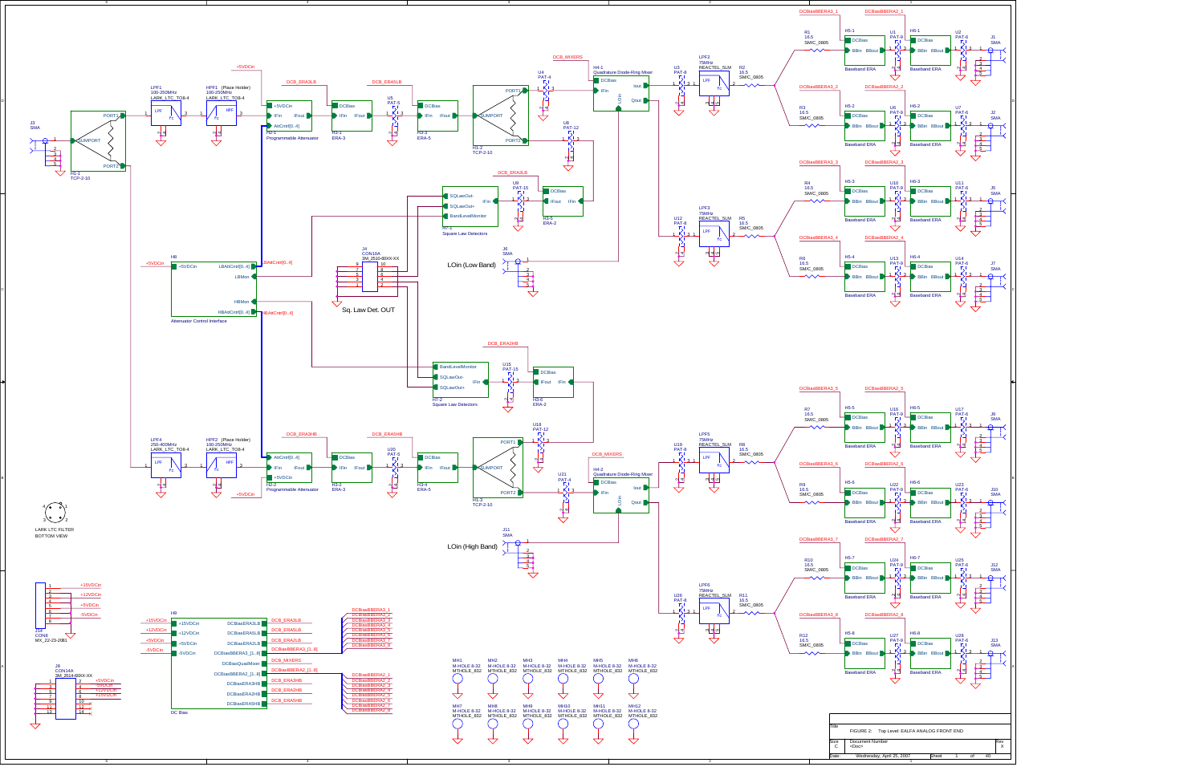FIGURE 2: Top Level: EALFA ANALOG FRONT END

| Title | FIGURE 2: Top Level: EALFA ANALOG FRONT END | | |
|---|---|---|---|
| Size | Document Number | | Rev |
| C | <Doc> | | X |
| Date: | Wednesday, April 25, 2007 | Sheet 1 of 40 | |

LOin (Low Band)

LOin (High Band)

Sq. Law Det. OUT

LARK LTC FILTER
BOTTOM VIEW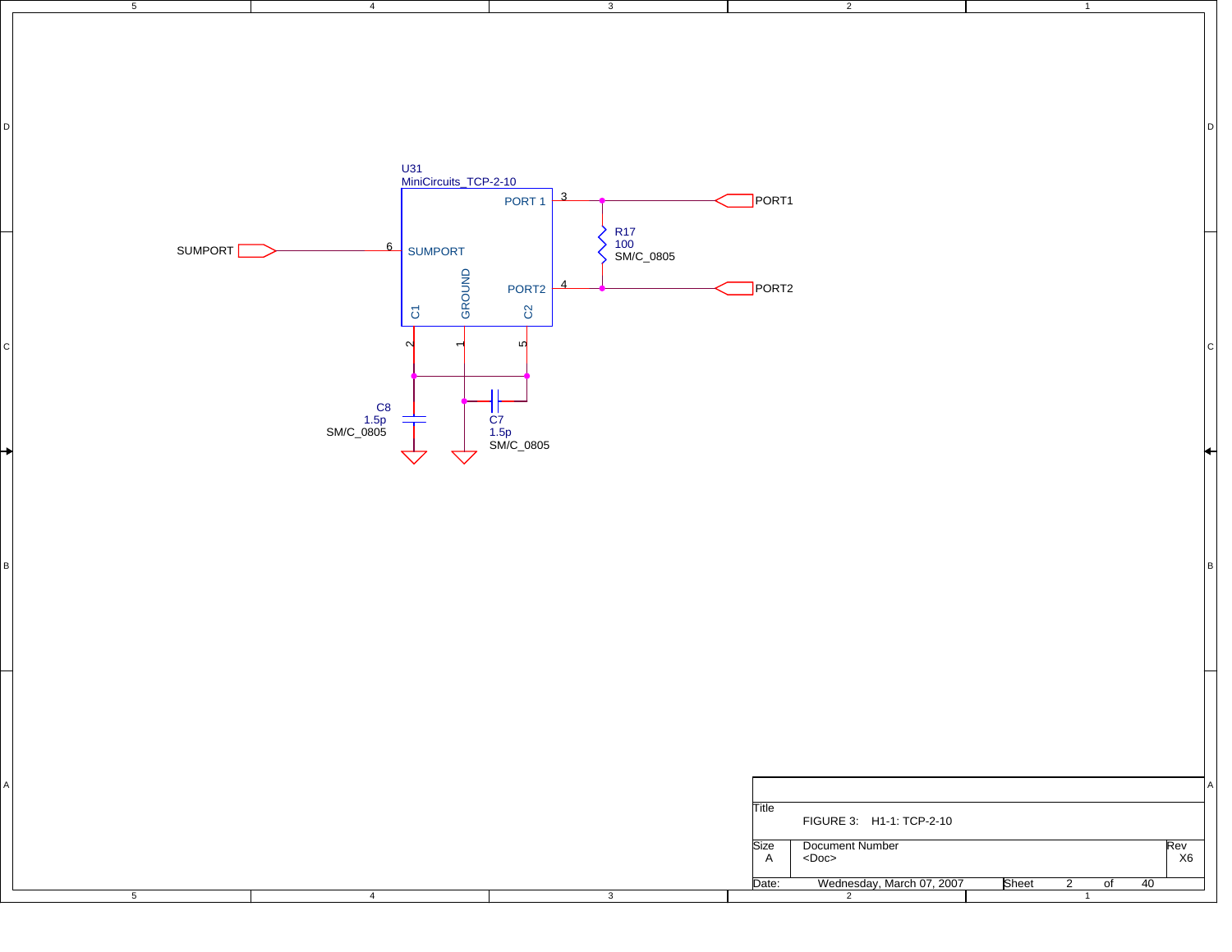U31
MiniCircuits_TCP-2-10

PORT 1 (3)
SUMPORT (6)
PORT2 (4)
C1 (2)
GROUND (1)
C2 (5)

SUMPORT

PORT1

PORT2

R17
100
SM/C_0805

C8
1.5p
SM/C_0805

C7
1.5p
SM/C_0805

| | |
|---|---|
| Title | FIGURE 3: H1-1: TCP-2-10 |
| Size: A | Document Number: <Doc> |
| Rev | X6 |
| Date: | Wednesday, March 07, 2007 |
| Sheet | 2 of 40 |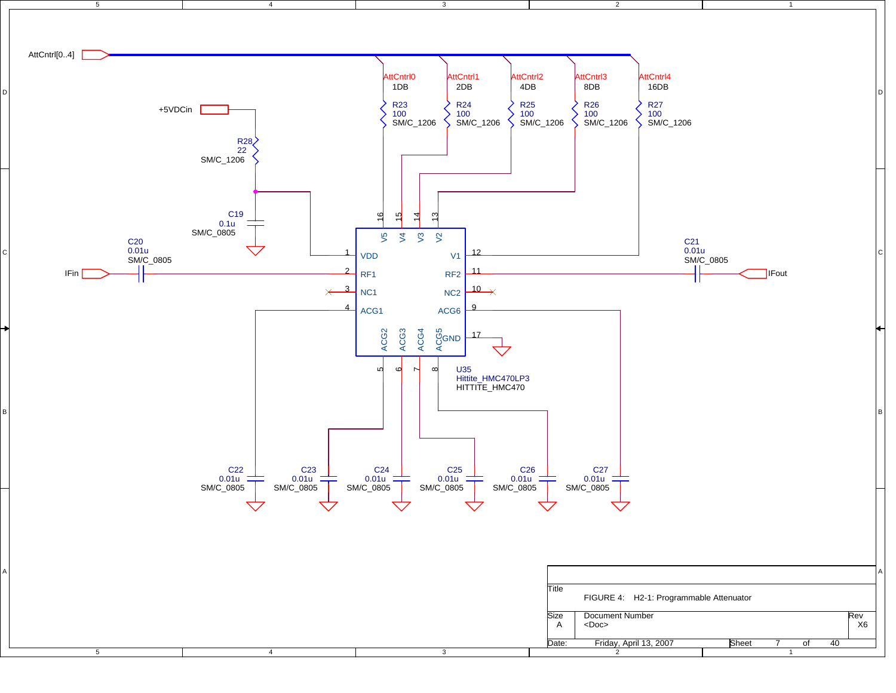AttCntrl[0..4]

| Net | Label | Resistor | Value | Package |
| --- | --- | --- | --- | --- |
| AttCntrl0 | 1DB | R23 | 100 | SM/C_1206 |
| AttCntrl1 | 2DB | R24 | 100 | SM/C_1206 |
| AttCntrl2 | 4DB | R25 | 100 | SM/C_1206 |
| AttCntrl3 | 8DB | R26 | 100 | SM/C_1206 |
| AttCntrl4 | 16DB | R27 | 100 | SM/C_1206 |

+5VDCin

R28
22
SM/C_1206

C19
0.1u
SM/C_0805

C20
0.01u
SM/C_0805

IFin

C21
0.01u
SM/C_0805

IFout

U35
Hittite_HMC470LP3
HITTITE_HMC470

| Pin | Name |
| --- | --- |
| 1 | VDD |
| 2 | RF1 |
| 3 | NC1 |
| 4 | ACG1 |
| 5 | ACG2 |
| 6 | ACG3 |
| 7 | ACG4 |
| 8 | ACG5 |
| 9 | ACG6 |
| 10 | NC2 |
| 11 | RF2 |
| 12 | V1 |
| 13 | V2 |
| 14 | V3 |
| 15 | V4 |
| 16 | V5 |
| 17 | GND |

| Capacitor | Value | Package |
| --- | --- | --- |
| C22 | 0.01u | SM/C_0805 |
| C23 | 0.01u | SM/C_0805 |
| C24 | 0.01u | SM/C_0805 |
| C25 | 0.01u | SM/C_0805 |
| C26 | 0.01u | SM/C_0805 |
| C27 | 0.01u | SM/C_0805 |

| Title | FIGURE 4: H2-1: Programmable Attenuator | |
| --- | --- | --- |
| Size: A | Document Number: <Doc> | Rev: X6 |
| Date: Friday, April 13, 2007 | Sheet 7 of 40 | |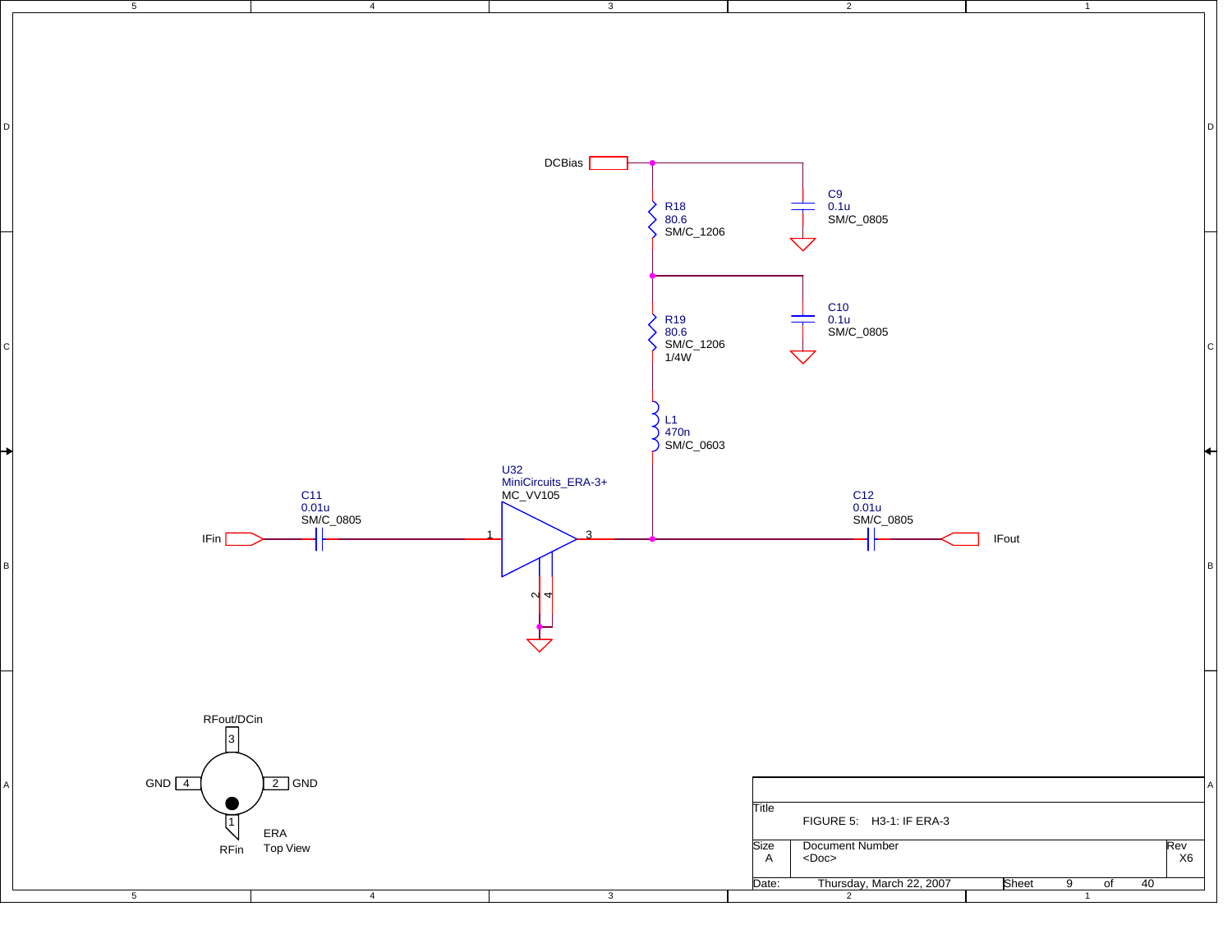DCBias

R18
80.6
SM/C_1206

C9
0.1u
SM/C_0805

R19
80.6
SM/C_1206
1/4W

C10
0.1u
SM/C_0805

L1
470n
SM/C_0603

U32
MiniCircuits_ERA-3+
MC_VV105

C11
0.01u
SM/C_0805

IFin

C12
0.01u
SM/C_0805

IFout

RFout/DCin

GND 4

2 GND

1

RFin

ERA
Top View

| | |
|---|---|
| Title | FIGURE 5: H3-1: IF ERA-3 |
| Size A | Document Number <Doc> | Rev X6 |
| Date: | Thursday, March 22, 2007 | Sheet 9 of 40 |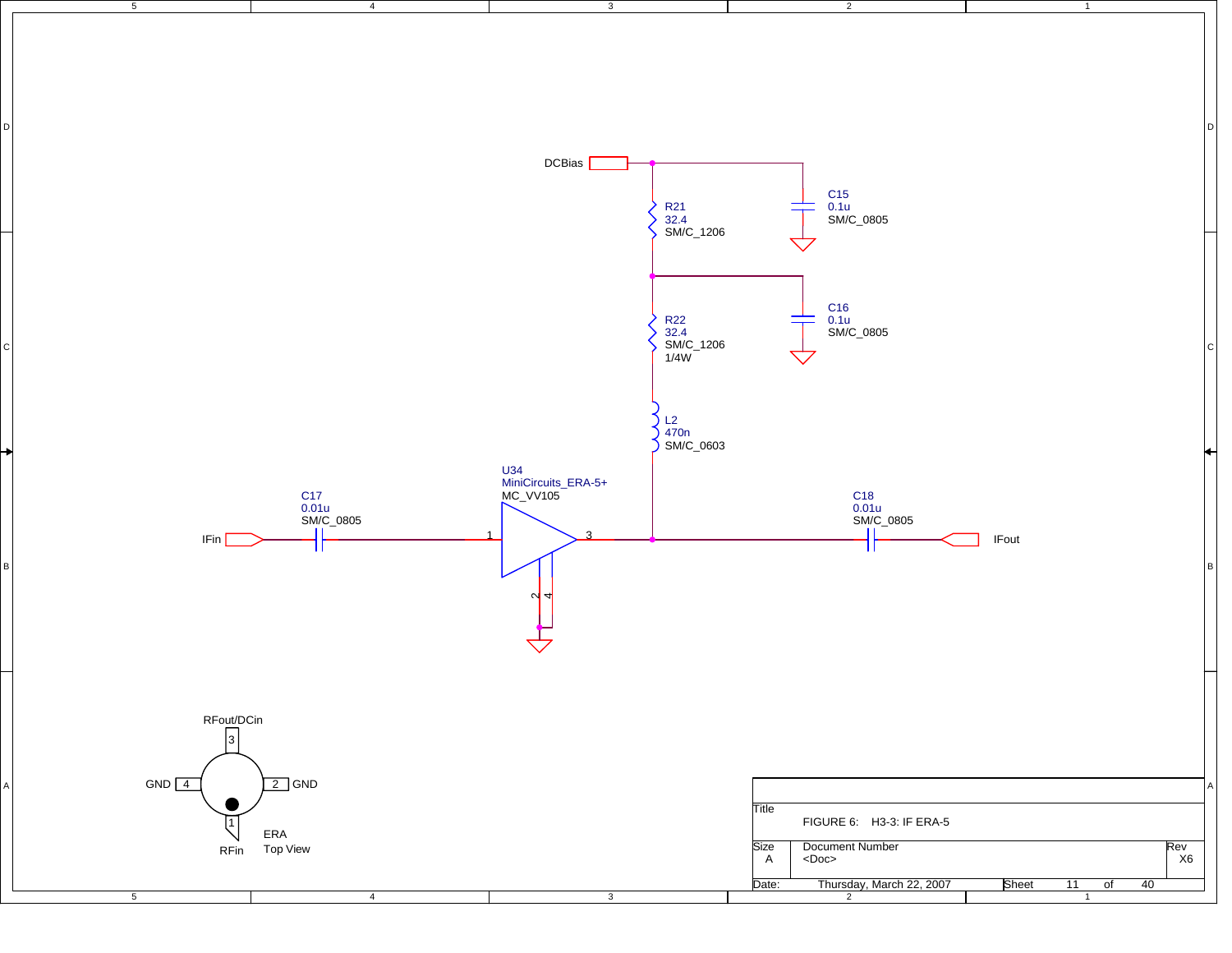DCBias

R21
32.4
SM/C_1206

C15
0.1u
SM/C_0805

R22
32.4
SM/C_1206
1/4W

C16
0.1u
SM/C_0805

L2
470n
SM/C_0603

U34
MiniCircuits_ERA-5+
MC_VV105

C17
0.01u
SM/C_0805

IFin

C18
0.01u
SM/C_0805

IFout

RFout/DCin

GND 4

2 GND

1

RFin

ERA
Top View

| | |
|---|---|
| Title | FIGURE 6: H3-3: IF ERA-5 |
| Size A | Document Number <Doc> — Rev X6 |
| Date: | Thursday, March 22, 2007 — Sheet 11 of 40 |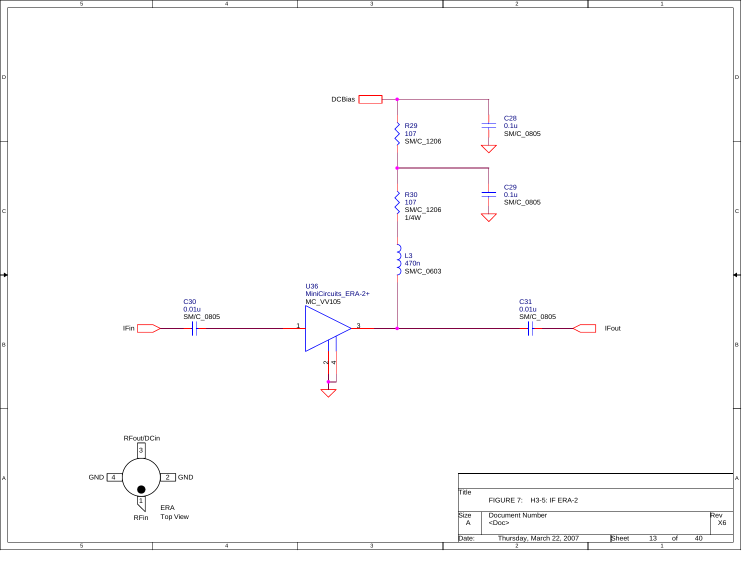DCBias

R29
107
SM/C_1206

C28
0.1u
SM/C_0805

R30
107
SM/C_1206
1/4W

C29
0.1u
SM/C_0805

L3
470n
SM/C_0603

U36
MiniCircuits_ERA-2+
MC_VV105

C30
0.01u
SM/C_0805

C31
0.01u
SM/C_0805

IFin

IFout

RFout/DCin

GND 4

2 GND

1

RFin

ERA
Top View

| Title | FIGURE 7: H3-5: IF ERA-2 | |
|---|---|---|
| Size A | Document Number <Doc> | Rev X6 |
| Date: | Thursday, March 22, 2007 | Sheet 13 of 40 |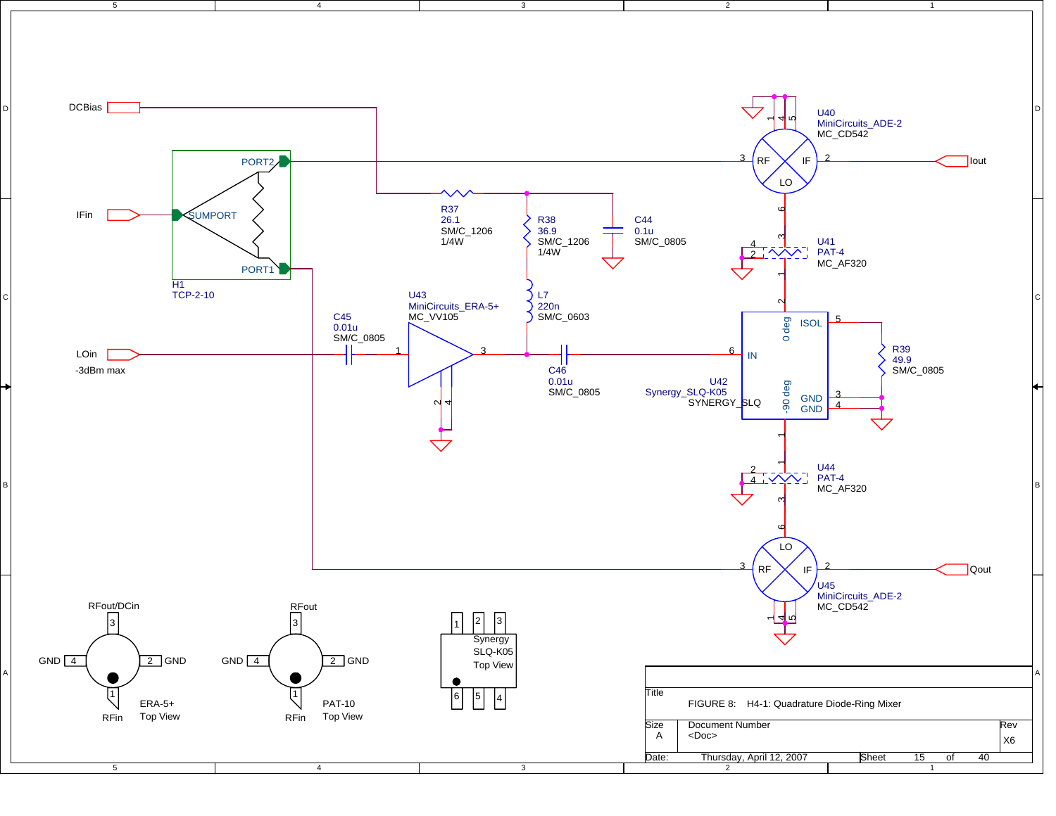DCBias

IFin

LOin
-3dBm max

Iout

Qout

H1
TCP-2-10

PORT2
SUMPORT
PORT1

R37
26.1
SM/C_1206
1/4W

R38
36.9
SM/C_1206
1/4W

C44
0.1u
SM/C_0805

L7
220n
SM/C_0603

C45
0.01u
SM/C_0805

U43
MiniCircuits_ERA-5+
MC_VV105

C46
0.01u
SM/C_0805

U40
MiniCircuits_ADE-2
MC_CD542

U41
PAT-4
MC_AF320

U42
Synergy_SLQ-K05
SYNERGY_SLQ

R39
49.9
SM/C_0805

U44
PAT-4
MC_AF320

U45
MiniCircuits_ADE-2
MC_CD542

ERA-5+
Top View

PAT-10
Top View

Synergy
SLQ-K05
Top View

| Title | FIGURE 8: H4-1: Quadrature Diode-Ring Mixer | |
|---|---|---|
| Size: A | Document Number: <Doc> | Rev: X6 |
| Date: Thursday, April 12, 2007 | Sheet 15 of 40 | |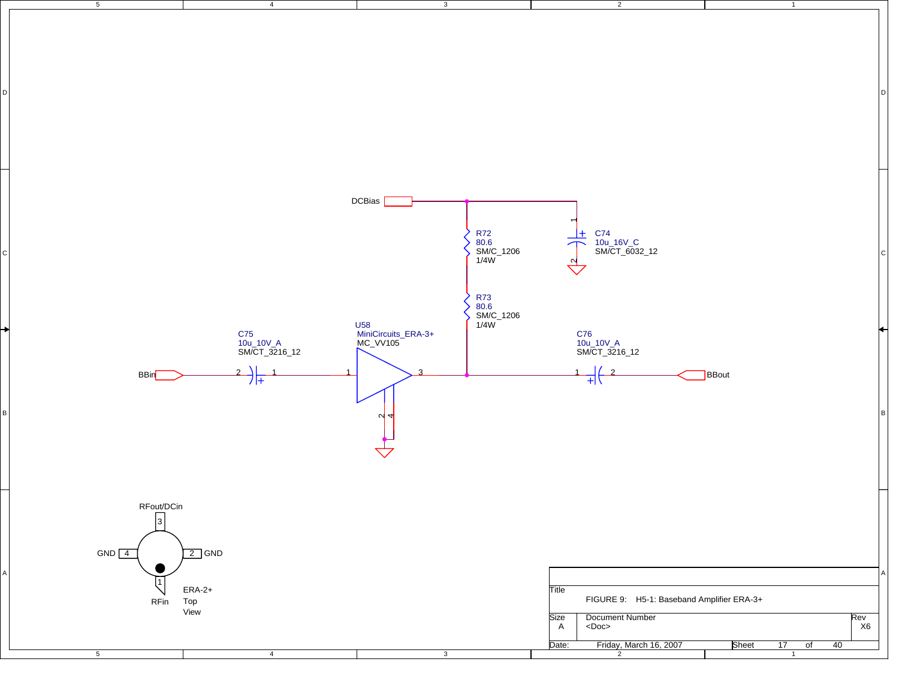DCBias

R72
80.6
SM/C_1206
1/4W

C74
10u_16V_C
SM/CT_6032_12

R73
80.6
SM/C_1206
1/4W

C75
10u_10V_A
SM/CT_3216_12

U58
MiniCircuits_ERA-3+
MC_VV105

C76
10u_10V_A
SM/CT_3216_12

BBin

BBout

RFout/DCin

GND 4

2 GND

1

RFin

ERA-2+
Top
View

| | |
|---|---|
| Title | FIGURE 9: H5-1: Baseband Amplifier ERA-3+ |
| Size A | Document Number <Doc> — Rev X6 |
| Date: | Friday, March 16, 2007 — Sheet 17 of 40 |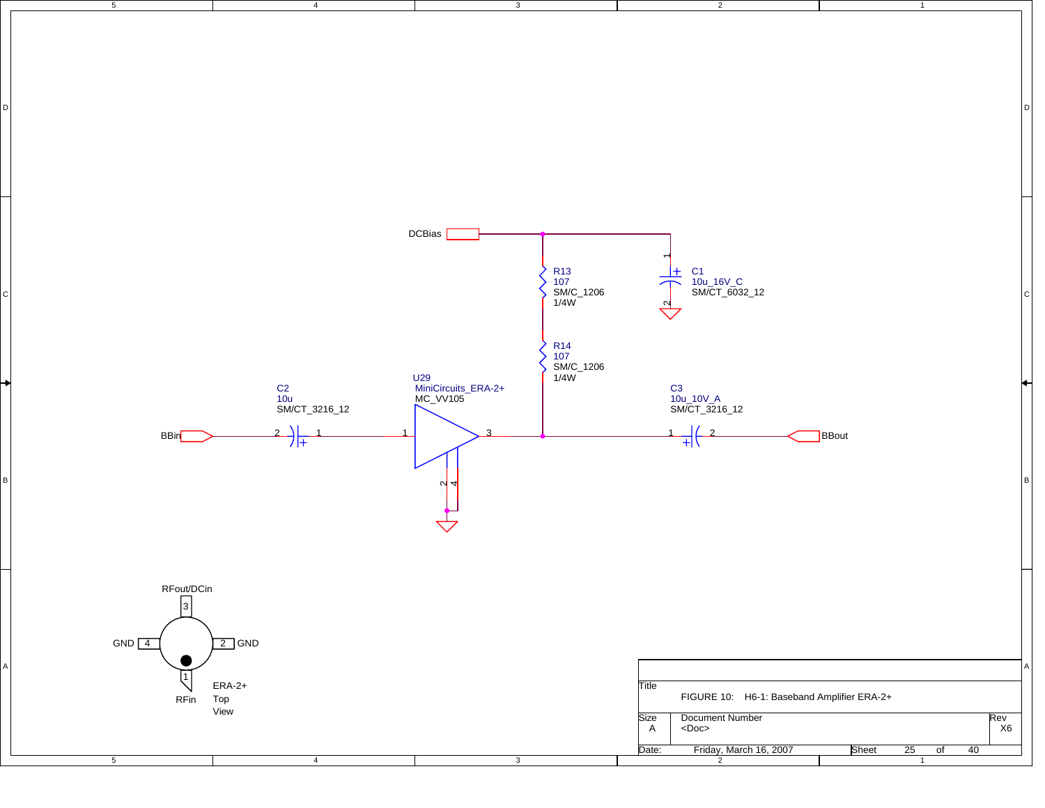DCBias

R13
107
SM/C_1206
1/4W

R14
107
SM/C_1206
1/4W

C1
10u_16V_C
SM/CT_6032_12

C2
10u
SM/CT_3216_12

U29
MiniCircuits_ERA-2+
MC_VV105

C3
10u_10V_A
SM/CT_3216_12

BBin

BBout

RFout/DCin

GND 4

2 GND

1

RFin

ERA-2+
Top
View

| Title | FIGURE 10: H6-1: Baseband Amplifier ERA-2+ | |
| --- | --- | --- |
| Size A | Document Number <Doc> | Rev X6 |
| Date: | Friday, March 16, 2007 | Sheet 25 of 40 |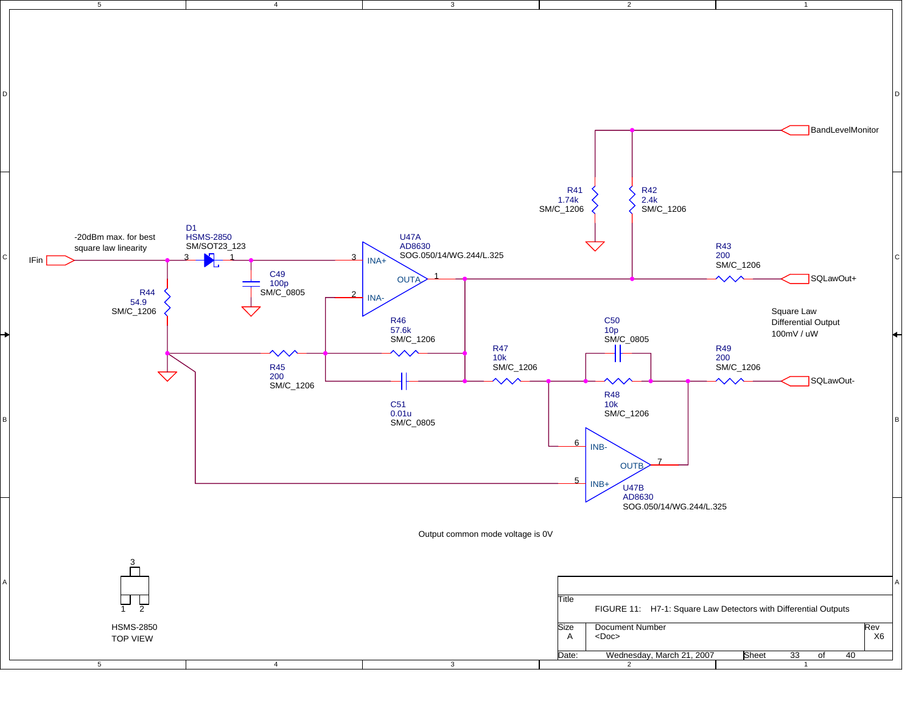BandLevelMonitor

R41
1.74k
SM/C_1206

R42
2.4k
SM/C_1206

-20dBm max. for best square law linearity

D1
HSMS-2850
SM/SOT23_123

U47A
AD8630
SOG.050/14/WG.244/L.325

IFin

C49
100p
SM/C_0805

INA+
OUTA
INA-

R43
200
SM/C_1206

SQLawOut+

R44
54.9
SM/C_1206

R46
57.6k
SM/C_1206

C50
10p
SM/C_0805

Square Law Differential Output
100mV / uW

R47
10k
SM/C_1206

R49
200
SM/C_1206

R45
200
SM/C_1206

SQLawOut-

R48
10k
SM/C_1206

C51
0.01u
SM/C_0805

INB-
OUTB
INB+

U47B
AD8630
SOG.050/14/WG.244/L.325

Output common mode voltage is 0V

HSMS-2850
TOP VIEW

Title: FIGURE 11: H7-1: Square Law Detectors with Differential Outputs

| Size | Document Number | Rev |
|---|---|---|
| A | <Doc> | X6 |

Date: Wednesday, March 21, 2007 | Sheet 33 of 40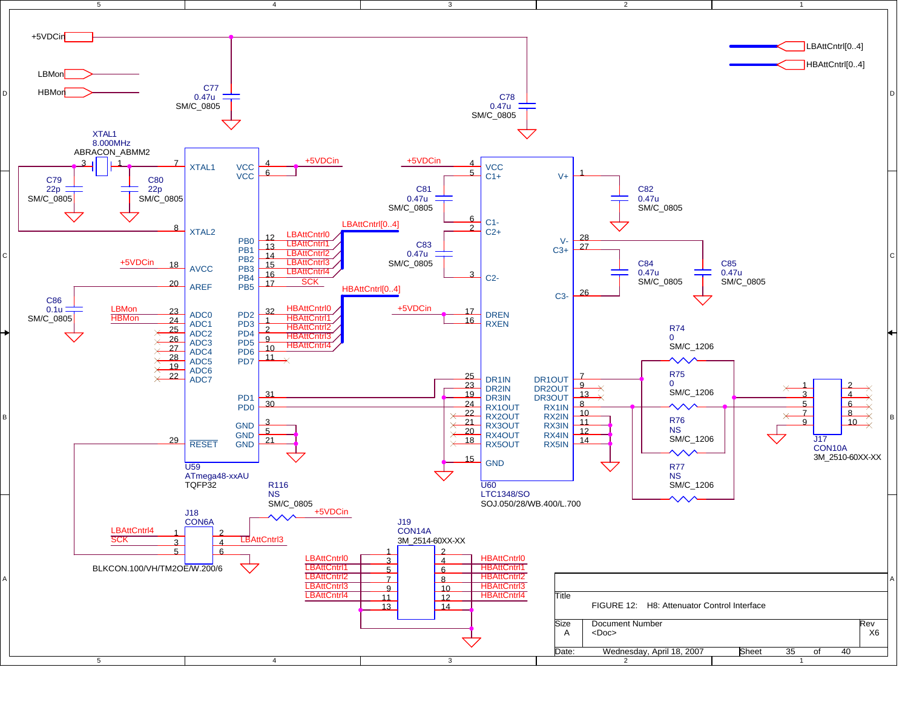+5VDCin

LBMon

HBMon

C77 0.47u SM/C_0805

C78 0.47u SM/C_0805

LBAttCntrl[0..4]

HBAttCntrl[0..4]

XTAL1 8.000MHz ABRACON_ABMM2

C79 22p SM/C_0805

C80 22p SM/C_0805

U59 ATmega48-xxAU TQFP32

| Pin | Name | Net |
|---|---|---|
| 7 | XTAL1 | |
| 8 | XTAL2 | |
| 18 | AVCC | +5VDCin |
| 20 | AREF | |
| 23 | ADC0 | LBMon |
| 24 | ADC1 | HBMon |
| 25 | ADC2 | |
| 26 | ADC3 | |
| 27 | ADC4 | |
| 28 | ADC5 | |
| 19 | ADC6 | |
| 22 | ADC7 | |
| 29 | RESET | |
| 4 | VCC | +5VDCin |
| 6 | VCC | |
| 12 | PB0 | LBAttCntrl0 |
| 13 | PB1 | LBAttCntrl1 |
| 14 | PB2 | LBAttCntrl2 |
| 15 | PB3 | LBAttCntrl3 |
| 16 | PB4 | LBAttCntrl4 |
| 17 | PB5 | SCK |
| 32 | PD2 | HBAttCntrl0 |
| 1 | PD3 | HBAttCntrl1 |
| 2 | PD4 | HBAttCntrl2 |
| 9 | PD5 | HBAttCntrl3 |
| 10 | PD6 | HBAttCntrl4 |
| 11 | PD7 | |
| 31 | PD1 | |
| 30 | PD0 | |
| 3 | GND | |
| 5 | GND | |
| 21 | GND | |

C86 0.1u SM/C_0805

U60 LTC1348/SO SOJ.050/28/WB.400/L.700

| Pin | Name | Pin | Name |
|---|---|---|---|
| 4 | VCC | 1 | V+ |
| 5 | C1+ | 28 | V- |
| 6 | C1- | 27 | C3+ |
| 2 | C2+ | 26 | C3- |
| 3 | C2- | 7 | DR1OUT |
| 17 | DREN | 9 | DR2OUT |
| 16 | RXEN | 13 | DR3OUT |
| 25 | DR1IN | 8 | RX1IN |
| 23 | DR2IN | 10 | RX2IN |
| 19 | DR3IN | 11 | RX3IN |
| 24 | RX1OUT | 12 | RX4IN |
| 22 | RX2OUT | 14 | RX5IN |
| 21 | RX3OUT | | |
| 20 | RX4OUT | | |
| 18 | RX5OUT | | |
| 15 | GND | | |

C81 0.47u SM/C_0805

C82 0.47u SM/C_0805

C83 0.47u SM/C_0805

C84 0.47u SM/C_0805

C85 0.47u SM/C_0805

R74 0 SM/C_1206

R75 0 SM/C_1206

R76 NS SM/C_1206

R77 NS SM/C_1206

J17 CON10A 3M_2510-60XX-XX

R116 NS SM/C_0805

J18 CON6A BLKCON.100/VH/TM2OE/W.200/6

| Pin | Net | Pin | Net |
|---|---|---|---|
| 1 | LBAttCntrl4 | 2 | +5VDCin |
| 3 | SCK | 4 | LBAttCntrl3 |
| 5 | | 6 | |

J19 CON14A 3M_2514-60XX-XX

| Pin | Net | Pin | Net |
|---|---|---|---|
| 1 | | 2 | |
| 3 | LBAttCntrl0 | 4 | HBAttCntrl0 |
| 5 | LBAttCntrl1 | 6 | HBAttCntrl1 |
| 7 | LBAttCntrl2 | 8 | HBAttCntrl2 |
| 9 | LBAttCntrl3 | 10 | HBAttCntrl3 |
| 11 | LBAttCntrl4 | 12 | HBAttCntrl4 |
| 13 | | 14 | |

| Title | FIGURE 12: H8: Attenuator Control Interface | |
|---|---|---|
| Size A | Document Number <Doc> | Rev X6 |
| Date: Wednesday, April 18, 2007 | Sheet 35 of 40 | |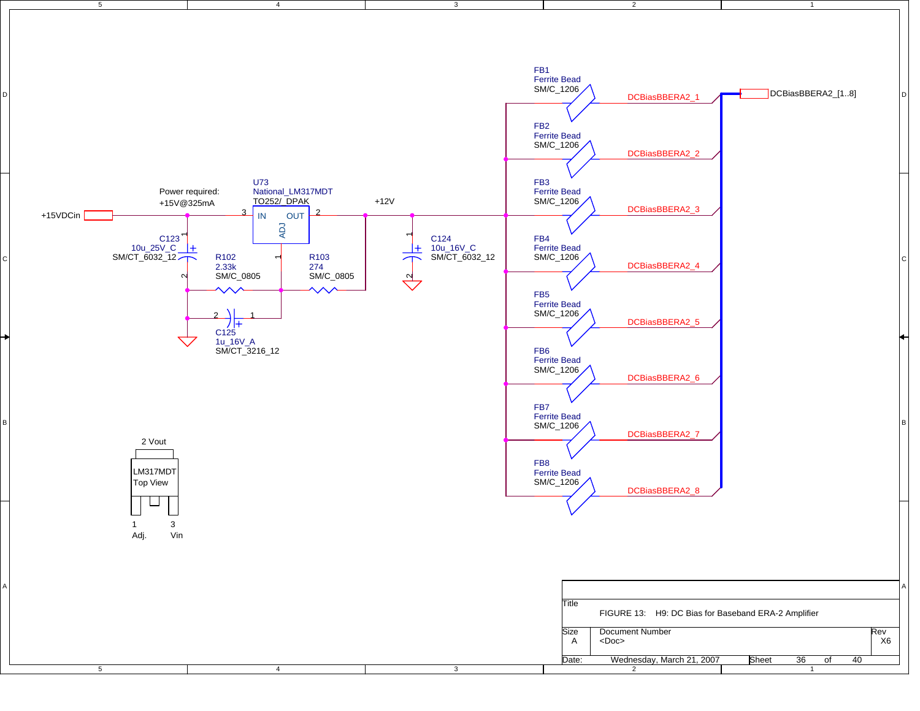Power required:
+15V@325mA

+15VDCin

U73
National_LM317MDT
TO252/_DPAK

IN OUT
ADJ

+12V

C123
10u_25V_C
SM/CT_6032_12

R102
2.33k
SM/C_0805

R103
274
SM/C_0805

C124
10u_16V_C
SM/CT_6032_12

C125
1u_16V_A
SM/CT_3216_12

FB1
Ferrite Bead
SM/C_1206
DCBiasBBERA2_1

FB2
Ferrite Bead
SM/C_1206
DCBiasBBERA2_2

FB3
Ferrite Bead
SM/C_1206
DCBiasBBERA2_3

FB4
Ferrite Bead
SM/C_1206
DCBiasBBERA2_4

FB5
Ferrite Bead
SM/C_1206
DCBiasBBERA2_5

FB6
Ferrite Bead
SM/C_1206
DCBiasBBERA2_6

FB7
Ferrite Bead
SM/C_1206
DCBiasBBERA2_7

FB8
Ferrite Bead
SM/C_1206
DCBiasBBERA2_8

DCBiasBBERA2_[1..8]

2 Vout
LM317MDT
Top View
1 Adj.
3 Vin

| Title | FIGURE 13: H9: DC Bias for Baseband ERA-2 Amplifier | | |
|---|---|---|---|
| Size A | Document Number <Doc> | | Rev X6 |
| Date: | Wednesday, March 21, 2007 | Sheet 36 of 40 | |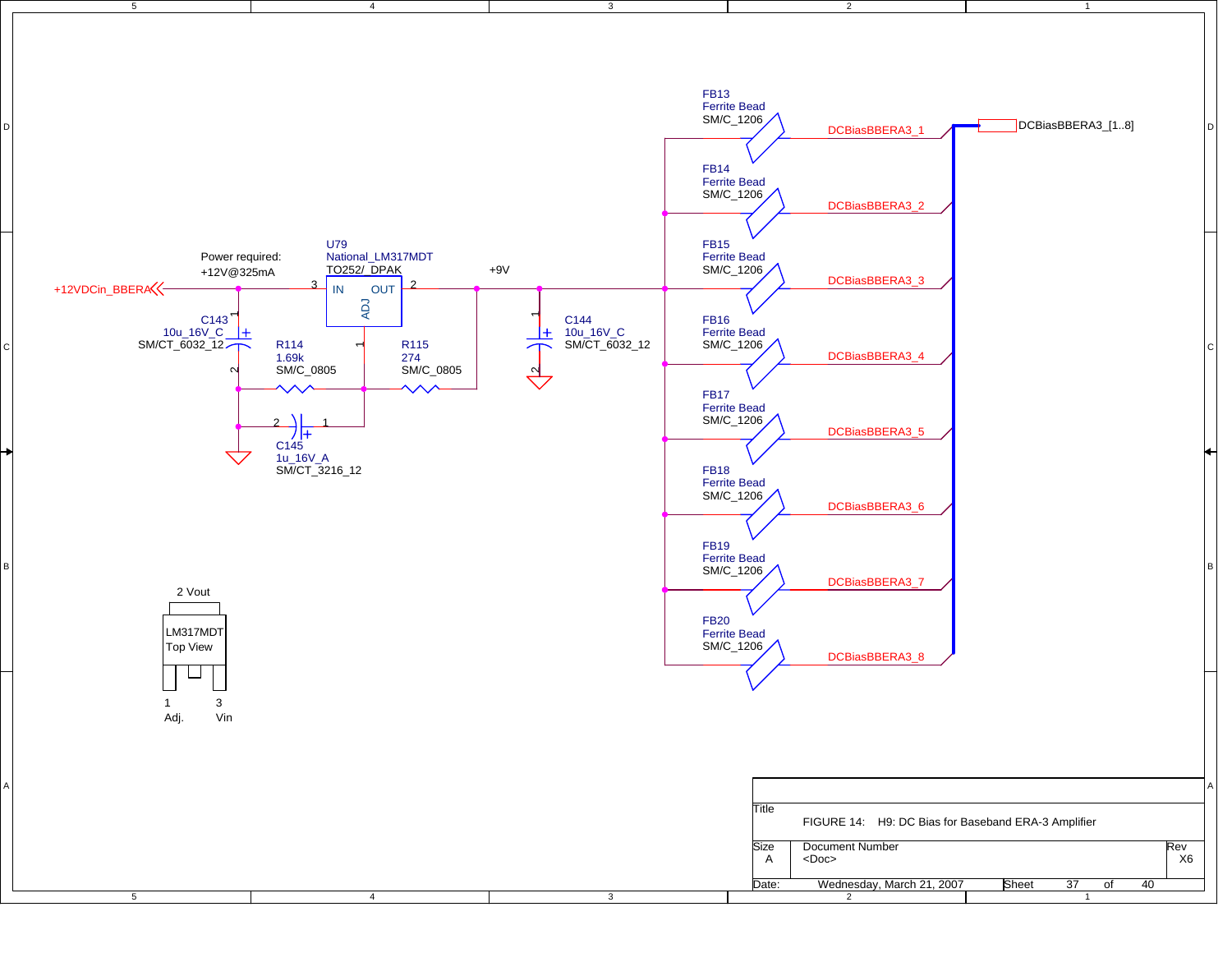Power required:
+12V@325mA

+12VDCin_BBERA

U79
National_LM317MDT
TO252/_DPAK

IN OUT ADJ

+9V

C143
10u_16V_C
SM/CT_6032_12

R114
1.69k
SM/C_0805

R115
274
SM/C_0805

C144
10u_16V_C
SM/CT_6032_12

C145
1u_16V_A
SM/CT_3216_12

FB13
Ferrite Bead
SM/C_1206

DCBiasBBERA3_1

FB14
Ferrite Bead
SM/C_1206

DCBiasBBERA3_2

FB15
Ferrite Bead
SM/C_1206

DCBiasBBERA3_3

FB16
Ferrite Bead
SM/C_1206

DCBiasBBERA3_4

FB17
Ferrite Bead
SM/C_1206

DCBiasBBERA3_5

FB18
Ferrite Bead
SM/C_1206

DCBiasBBERA3_6

FB19
Ferrite Bead
SM/C_1206

DCBiasBBERA3_7

FB20
Ferrite Bead
SM/C_1206

DCBiasBBERA3_8

DCBiasBBERA3_[1..8]

2 Vout

LM317MDT
Top View

1 Adj.
3 Vin

| Title | FIGURE 14: H9: DC Bias for Baseband ERA-3 Amplifier | |
|---|---|---|
| Size: A | Document Number: <Doc> | Rev: X6 |
| Date: Wednesday, March 21, 2007 | Sheet 37 of 40 | |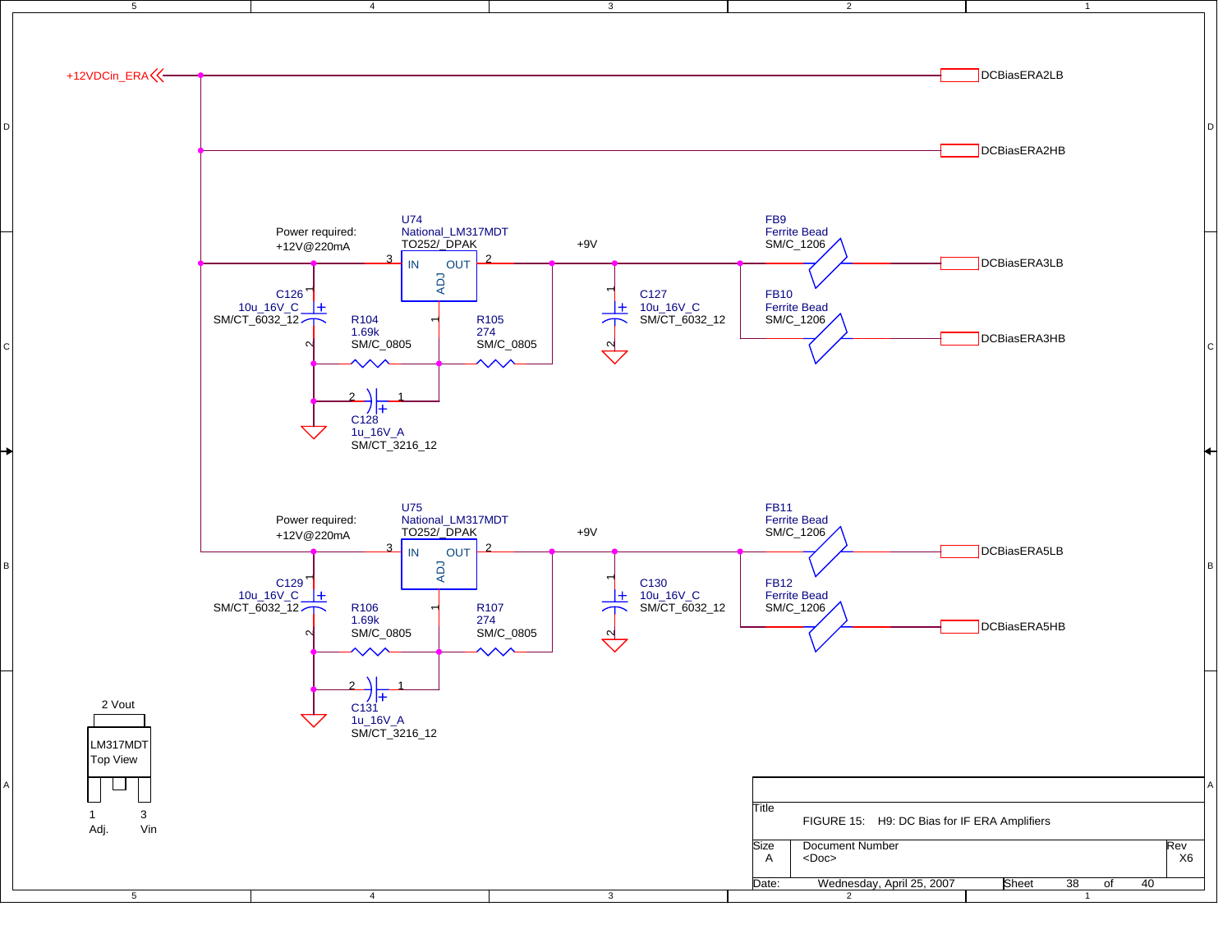+12VDCin_ERA

DCBiasERA2LB

DCBiasERA2HB

Power required:
+12V@220mA

U74
National_LM317MDT
TO252/_DPAK

IN OUT
ADJ

+9V

FB9
Ferrite Bead
SM/C_1206

DCBiasERA3LB

C126
10u_16V_C
SM/CT_6032_12

R104
1.69k
SM/C_0805

R105
274
SM/C_0805

C127
10u_16V_C
SM/CT_6032_12

FB10
Ferrite Bead
SM/C_1206

DCBiasERA3HB

C128
1u_16V_A
SM/CT_3216_12

Power required:
+12V@220mA

U75
National_LM317MDT
TO252/_DPAK

IN OUT
ADJ

+9V

FB11
Ferrite Bead
SM/C_1206

DCBiasERA5LB

C129
10u_16V_C
SM/CT_6032_12

R106
1.69k
SM/C_0805

R107
274
SM/C_0805

C130
10u_16V_C
SM/CT_6032_12

FB12
Ferrite Bead
SM/C_1206

DCBiasERA5HB

C131
1u_16V_A
SM/CT_3216_12

2 Vout

LM317MDT
Top View

1 Adj. 3 Vin

| | | |
|---|---|---|
| Title | FIGURE 15: H9: DC Bias for IF ERA Amplifiers | |
| Size A | Document Number <Doc> | Rev X6 |
| Date: Wednesday, April 25, 2007 | Sheet 38 of 40 | |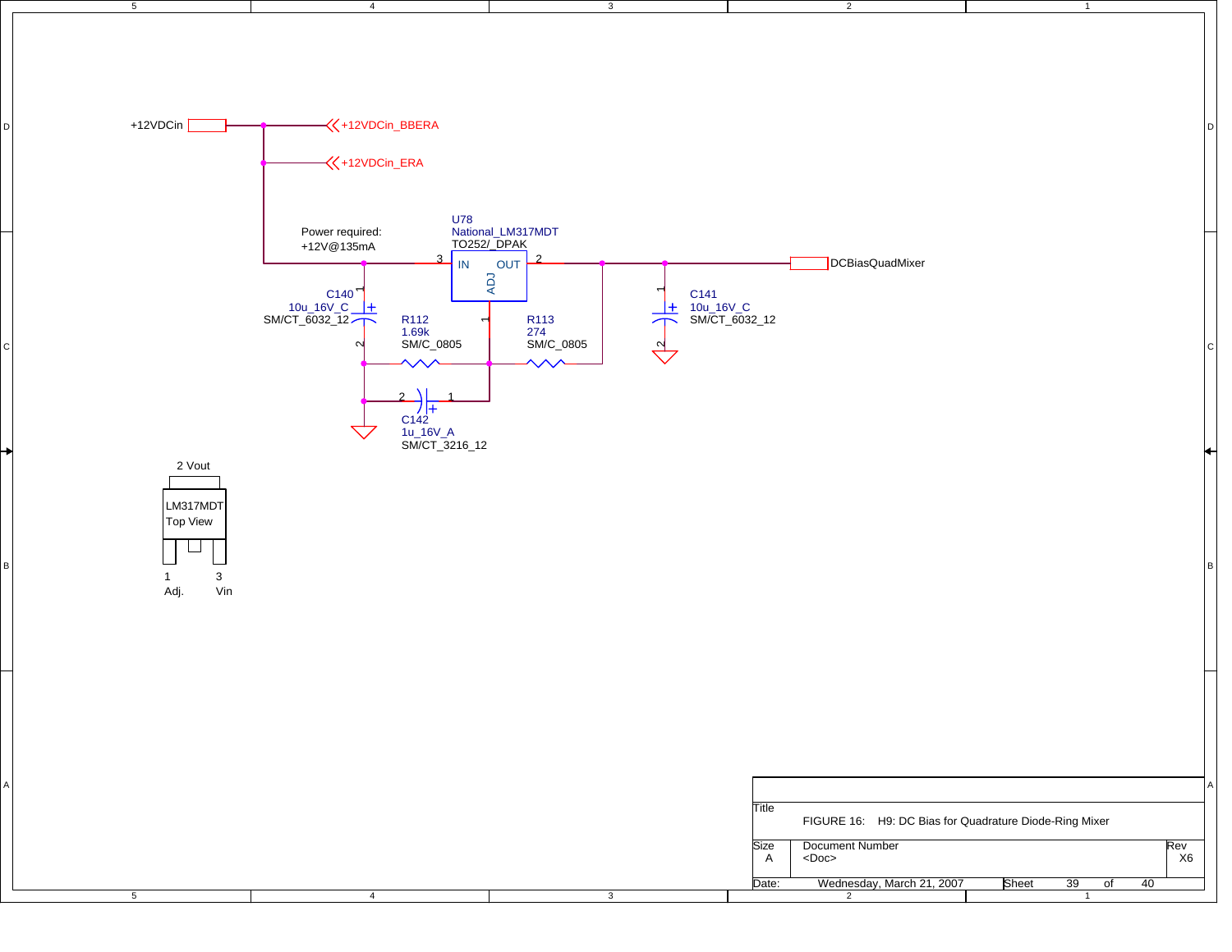+12VDCin

+12VDCin_BBERA

+12VDCin_ERA

Power required:
+12V@135mA

U78
National_LM317MDT
TO252/_DPAK

IN OUT ADJ

DCBiasQuadMixer

C140
10u_16V_C
SM/CT_6032_12

R112
1.69k
SM/C_0805

R113
274
SM/C_0805

C141
10u_16V_C
SM/CT_6032_12

C142
1u_16V_A
SM/CT_3216_12

2 Vout

LM317MDT
Top View

1 Adj.
3 Vin

| Title | FIGURE 16: H9: DC Bias for Quadrature Diode-Ring Mixer | |
|---|---|---|
| Size A | Document Number <Doc> | Rev X6 |
| Date: Wednesday, March 21, 2007 | Sheet 39 of 40 | |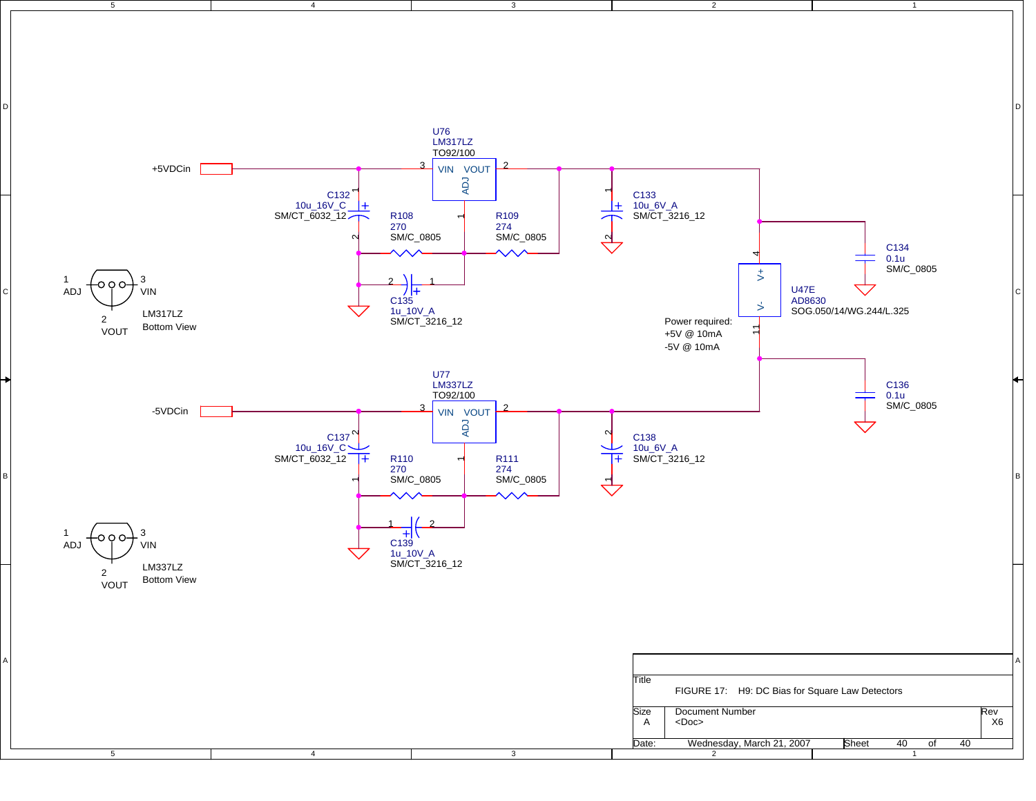+5VDCin

U76
LM317LZ
TO92/100

VIN VOUT ADJ

C132
10u_16V_C
SM/CT_6032_12

R108
270
SM/C_0805

R109
274
SM/C_0805

C133
10u_6V_A
SM/CT_3216_12

C134
0.1u
SM/C_0805

C135
1u_10V_A
SM/CT_3216_12

1 ADJ
3 VIN
2 VOUT
LM317LZ
Bottom View

U47E
AD8630
SOG.050/14/WG.244/L.325

V+
V-

Power required:
+5V @ 10mA
-5V @ 10mA

-5VDCin

U77
LM337LZ
TO92/100

VIN VOUT ADJ

C137
10u_16V_C
SM/CT_6032_12

R110
270
SM/C_0805

R111
274
SM/C_0805

C138
10u_6V_A
SM/CT_3216_12

C136
0.1u
SM/C_0805

C139
1u_10V_A
SM/CT_3216_12

1 ADJ
3 VIN
2 VOUT
LM337LZ
Bottom View

| | | |
|---|---|---|
| Title | FIGURE 17: H9: DC Bias for Square Law Detectors | |
| Size A | Document Number <Doc> | Rev X6 |
| Date: | Wednesday, March 21, 2007 | Sheet 40 of 40 |